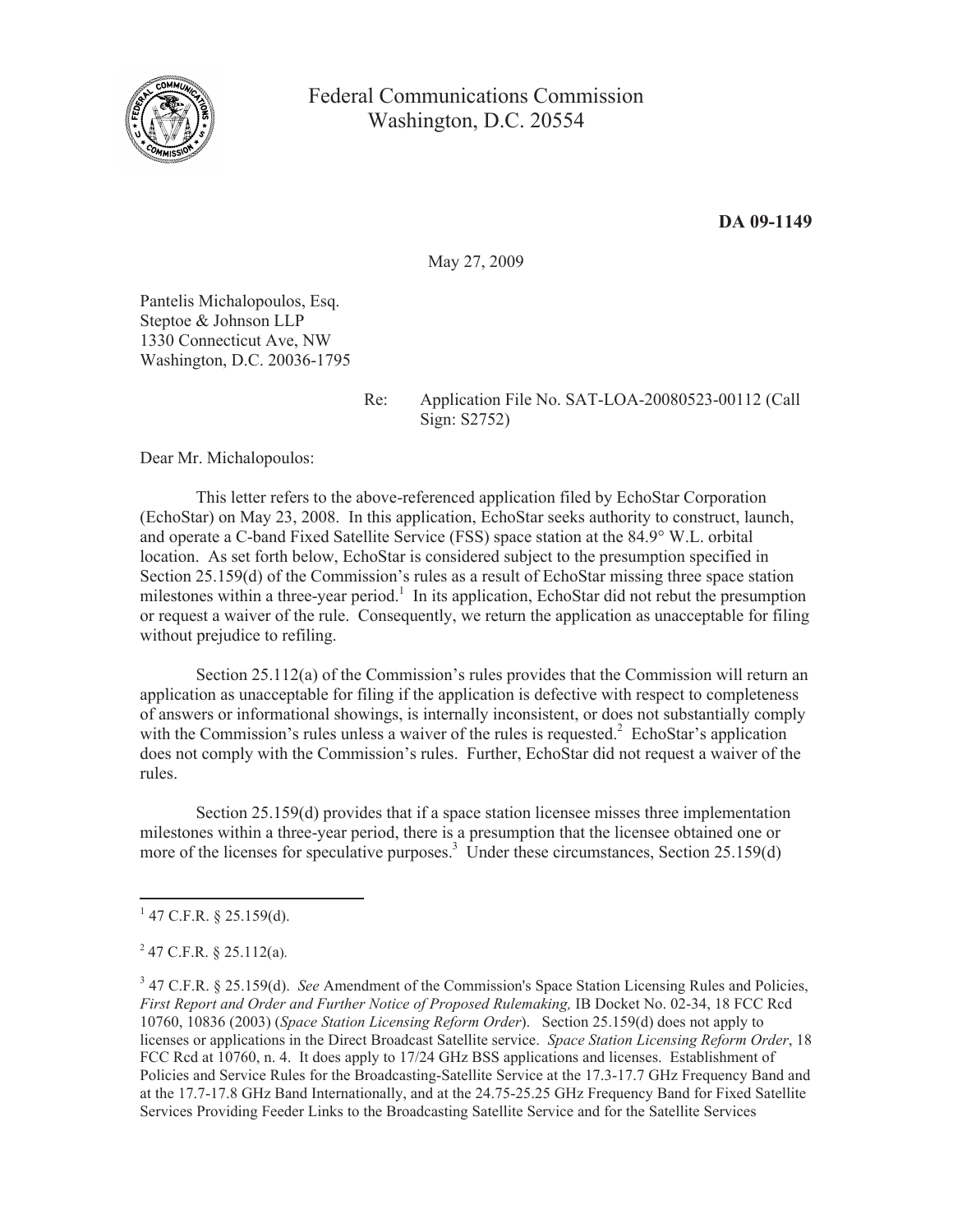Federal Communications Commission
Washington, D.C. 20554

**DA 09-1149**

May 27, 2009

Pantelis Michalopoulos, Esq.
Steptoe & Johnson LLP
1330 Connecticut Ave, NW
Washington, D.C. 20036-1795

Re: Application File No. SAT-LOA-20080523-00112 (Call Sign: S2752)

Dear Mr. Michalopoulos:

This letter refers to the above-referenced application filed by EchoStar Corporation (EchoStar) on May 23, 2008. In this application, EchoStar seeks authority to construct, launch, and operate a C-band Fixed Satellite Service (FSS) space station at the 84.9° W.L. orbital location. As set forth below, EchoStar is considered subject to the presumption specified in Section 25.159(d) of the Commission's rules as a result of EchoStar missing three space station milestones within a three-year period.[1] In its application, EchoStar did not rebut the presumption or request a waiver of the rule. Consequently, we return the application as unacceptable for filing without prejudice to refiling.

Section 25.112(a) of the Commission's rules provides that the Commission will return an application as unacceptable for filing if the application is defective with respect to completeness of answers or informational showings, is internally inconsistent, or does not substantially comply with the Commission's rules unless a waiver of the rules is requested.[2] EchoStar's application does not comply with the Commission's rules. Further, EchoStar did not request a waiver of the rules.

Section 25.159(d) provides that if a space station licensee misses three implementation milestones within a three-year period, there is a presumption that the licensee obtained one or more of the licenses for speculative purposes.[3] Under these circumstances, Section 25.159(d)

---

[1] 47 C.F.R. § 25.159(d).

[2] 47 C.F.R. § 25.112(a).

[3] 47 C.F.R. § 25.159(d). *See* Amendment of the Commission's Space Station Licensing Rules and Policies, *First Report and Order and Further Notice of Proposed Rulemaking,* IB Docket No. 02-34, 18 FCC Rcd 10760, 10836 (2003) (*Space Station Licensing Reform Order*). Section 25.159(d) does not apply to licenses or applications in the Direct Broadcast Satellite service. *Space Station Licensing Reform Order*, 18 FCC Rcd at 10760, n. 4. It does apply to 17/24 GHz BSS applications and licenses. Establishment of Policies and Service Rules for the Broadcasting-Satellite Service at the 17.3-17.7 GHz Frequency Band and at the 17.7-17.8 GHz Band Internationally, and at the 24.75-25.25 GHz Frequency Band for Fixed Satellite Services Providing Feeder Links to the Broadcasting Satellite Service and for the Satellite Services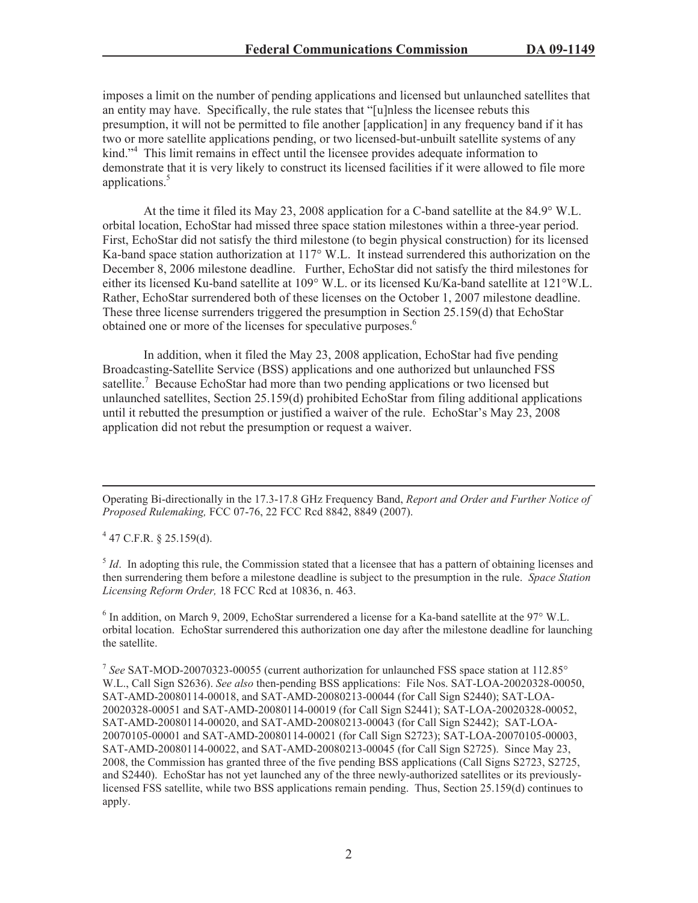imposes a limit on the number of pending applications and licensed but unlaunched satellites that an entity may have. Specifically, the rule states that "[u]nless the licensee rebuts this presumption, it will not be permitted to file another [application] in any frequency band if it has two or more satellite applications pending, or two licensed-but-unbuilt satellite systems of any kind."[4] This limit remains in effect until the licensee provides adequate information to demonstrate that it is very likely to construct its licensed facilities if it were allowed to file more applications.[5]

At the time it filed its May 23, 2008 application for a C-band satellite at the 84.9° W.L. orbital location, EchoStar had missed three space station milestones within a three-year period. First, EchoStar did not satisfy the third milestone (to begin physical construction) for its licensed Ka-band space station authorization at 117° W.L. It instead surrendered this authorization on the December 8, 2006 milestone deadline. Further, EchoStar did not satisfy the third milestones for either its licensed Ku-band satellite at 109° W.L. or its licensed Ku/Ka-band satellite at 121°W.L. Rather, EchoStar surrendered both of these licenses on the October 1, 2007 milestone deadline. These three license surrenders triggered the presumption in Section 25.159(d) that EchoStar obtained one or more of the licenses for speculative purposes.[6]

In addition, when it filed the May 23, 2008 application, EchoStar had five pending Broadcasting-Satellite Service (BSS) applications and one authorized but unlaunched FSS satellite.[7] Because EchoStar had more than two pending applications or two licensed but unlaunched satellites, Section 25.159(d) prohibited EchoStar from filing additional applications until it rebutted the presumption or justified a waiver of the rule. EchoStar's May 23, 2008 application did not rebut the presumption or request a waiver.

---

Operating Bi-directionally in the 17.3-17.8 GHz Frequency Band, *Report and Order and Further Notice of Proposed Rulemaking,* FCC 07-76, 22 FCC Rcd 8842, 8849 (2007).

[4] 47 C.F.R. § 25.159(d).

[5] *Id*. In adopting this rule, the Commission stated that a licensee that has a pattern of obtaining licenses and then surrendering them before a milestone deadline is subject to the presumption in the rule. *Space Station Licensing Reform Order,* 18 FCC Rcd at 10836, n. 463.

[6] In addition, on March 9, 2009, EchoStar surrendered a license for a Ka-band satellite at the 97° W.L. orbital location. EchoStar surrendered this authorization one day after the milestone deadline for launching the satellite.

[7] *See* SAT-MOD-20070323-00055 (current authorization for unlaunched FSS space station at 112.85° W.L., Call Sign S2636). *See also* then-pending BSS applications: File Nos. SAT-LOA-20020328-00050, SAT-AMD-20080114-00018, and SAT-AMD-20080213-00044 (for Call Sign S2440); SAT-LOA-20020328-00051 and SAT-AMD-20080114-00019 (for Call Sign S2441); SAT-LOA-20020328-00052, SAT-AMD-20080114-00020, and SAT-AMD-20080213-00043 (for Call Sign S2442); SAT-LOA-20070105-00001 and SAT-AMD-20080114-00021 (for Call Sign S2723); SAT-LOA-20070105-00003, SAT-AMD-20080114-00022, and SAT-AMD-20080213-00045 (for Call Sign S2725). Since May 23, 2008, the Commission has granted three of the five pending BSS applications (Call Signs S2723, S2725, and S2440). EchoStar has not yet launched any of the three newly-authorized satellites or its previously-licensed FSS satellite, while two BSS applications remain pending. Thus, Section 25.159(d) continues to apply.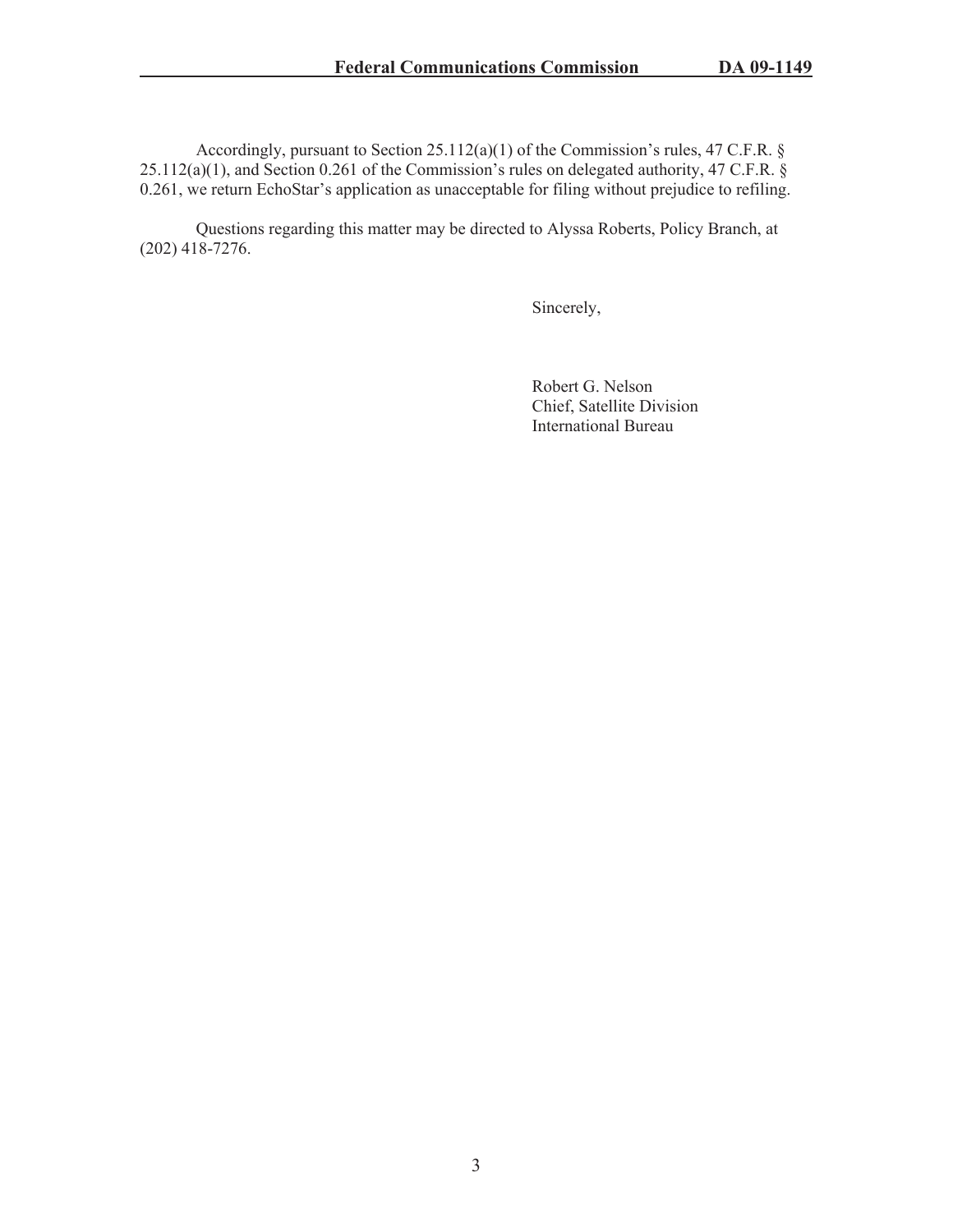Accordingly, pursuant to Section 25.112(a)(1) of the Commission's rules, 47 C.F.R. § 25.112(a)(1), and Section 0.261 of the Commission's rules on delegated authority, 47 C.F.R. § 0.261, we return EchoStar's application as unacceptable for filing without prejudice to refiling.

Questions regarding this matter may be directed to Alyssa Roberts, Policy Branch, at (202) 418-7276.

Sincerely,

Robert G. Nelson
Chief, Satellite Division
International Bureau